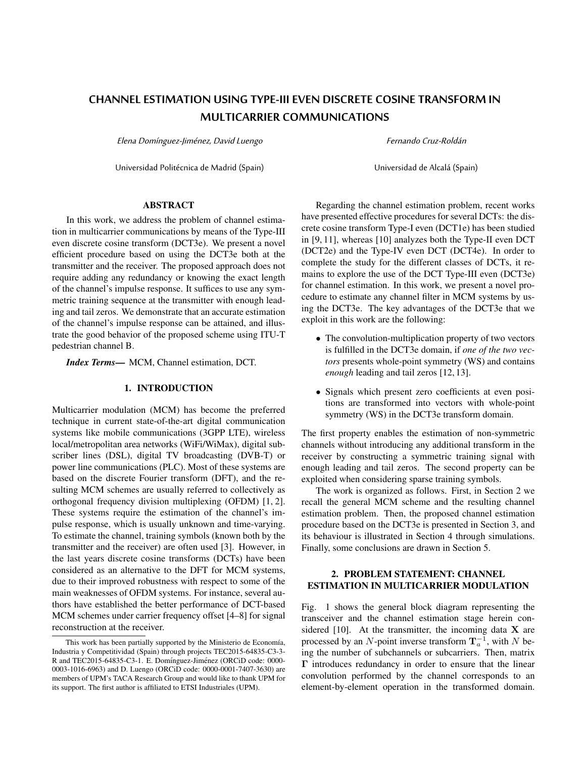# CHANNEL ESTIMATION USING TYPE-III EVEN DISCRETE COSINE TRANSFORM IN MULTICARRIER COMMUNICATIONS

*Elena Domínguez-Jiménez, David Luengo*

Universidad Politécnica de Madrid (Spain)

*Fernando Cruz-Roldán*

Universidad de Alcalá (Spain)

## ABSTRACT

In this work, we address the problem of channel estimation in multicarrier communications by means of the Type-III even discrete cosine transform (DCT3e). We present a novel efficient procedure based on using the DCT3e both at the transmitter and the receiver. The proposed approach does not require adding any redundancy or knowing the exact length of the channel's impulse response. It suffices to use any symmetric training sequence at the transmitter with enough leading and tail zeros. We demonstrate that an accurate estimation of the channel's impulse response can be attained, and illustrate the good behavior of the proposed scheme using ITU-T pedestrian channel B.

***Index Terms***— MCM, Channel estimation, DCT.

## 1. INTRODUCTION

Multicarrier modulation (MCM) has become the preferred technique in current state-of-the-art digital communication systems like mobile communications (3GPP LTE), wireless local/metropolitan area networks (WiFi/WiMax), digital subscriber lines (DSL), digital TV broadcasting (DVB-T) or power line communications (PLC). Most of these systems are based on the discrete Fourier transform (DFT), and the resulting MCM schemes are usually referred to collectively as orthogonal frequency division multiplexing (OFDM) [1, 2]. These systems require the estimation of the channel's impulse response, which is usually unknown and time-varying. To estimate the channel, training symbols (known both by the transmitter and the receiver) are often used [3]. However, in the last years discrete cosine transforms (DCTs) have been considered as an alternative to the DFT for MCM systems, due to their improved robustness with respect to some of the main weaknesses of OFDM systems. For instance, several authors have established the better performance of DCT-based MCM schemes under carrier frequency offset [4–8] for signal reconstruction at the receiver.

This work has been partially supported by the Ministerio de Economía, Industria y Competitividad (Spain) through projects TEC2015-64835-C3-3-R and TEC2015-64835-C3-1. E. Domínguez-Jiménez (ORCiD code: 0000-0003-1016-6963) and D. Luengo (ORCiD code: 0000-0001-7407-3630) are members of UPM's TACA Research Group and would like to thank UPM for its support. The first author is affiliated to ETSI Industriales (UPM).

Regarding the channel estimation problem, recent works have presented effective procedures for several DCTs: the discrete cosine transform Type-I even (DCT1e) has been studied in [9, 11], whereas [10] analyzes both the Type-II even DCT (DCT2e) and the Type-IV even DCT (DCT4e). In order to complete the study for the different classes of DCTs, it remains to explore the use of the DCT Type-III even (DCT3e) for channel estimation. In this work, we present a novel procedure to estimate any channel filter in MCM systems by using the DCT3e. The key advantages of the DCT3e that we exploit in this work are the following:

- The convolution-multiplication property of two vectors is fulfilled in the DCT3e domain, if *one of the two vectors* presents whole-point symmetry (WS) and contains *enough* leading and tail zeros [12, 13].
- Signals which present zero coefficients at even positions are transformed into vectors with whole-point symmetry (WS) in the DCT3e transform domain.

The first property enables the estimation of non-symmetric channels without introducing any additional transform in the receiver by constructing a symmetric training signal with enough leading and tail zeros. The second property can be exploited when considering sparse training symbols.

The work is organized as follows. First, in Section 2 we recall the general MCM scheme and the resulting channel estimation problem. Then, the proposed channel estimation procedure based on the DCT3e is presented in Section 3, and its behaviour is illustrated in Section 4 through simulations. Finally, some conclusions are drawn in Section 5.

## 2. PROBLEM STATEMENT: CHANNEL ESTIMATION IN MULTICARRIER MODULATION

Fig. 1 shows the general block diagram representing the transceiver and the channel estimation stage herein considered [10]. At the transmitter, the incoming data $\mathbf{X}$ are processed by an $N$-point inverse transform $\mathbf{T}_a^{-1}$, with $N$ being the number of subchannels or subcarriers. Then, matrix $\mathbf{\Gamma}$ introduces redundancy in order to ensure that the linear convolution performed by the channel corresponds to an element-by-element operation in the transformed domain.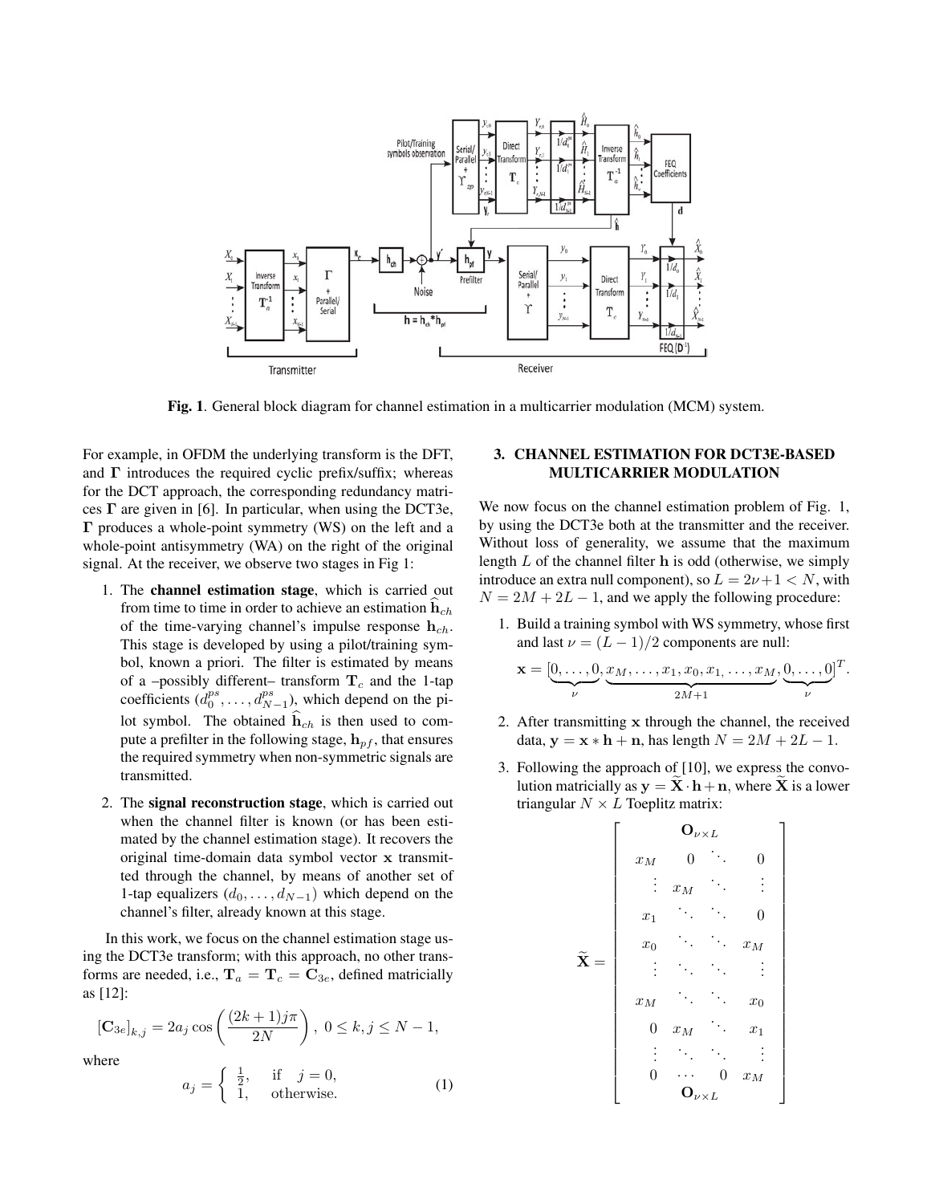**Fig. 1**. General block diagram for channel estimation in a multicarrier modulation (MCM) system.

For example, in OFDM the underlying transform is the DFT, and $\mathbf{\Gamma}$ introduces the required cyclic prefix/suffix; whereas for the DCT approach, the corresponding redundancy matrices $\mathbf{\Gamma}$ are given in [6]. In particular, when using the DCT3e, $\mathbf{\Gamma}$ produces a whole-point symmetry (WS) on the left and a whole-point antisymmetry (WA) on the right of the original signal. At the receiver, we observe two stages in Fig 1:

1. The **channel estimation stage**, which is carried out from time to time in order to achieve an estimation $\widehat{\mathbf{h}}_{ch}$ of the time-varying channel's impulse response $\mathbf{h}_{ch}$. This stage is developed by using a pilot/training symbol, known a priori. The filter is estimated by means of a –possibly different– transform $\mathbf{T}_c$ and the 1-tap coefficients $(d_0^{ps}, \ldots, d_{N-1}^{ps})$, which depend on the pilot symbol. The obtained $\widehat{\mathbf{h}}_{ch}$ is then used to compute a prefilter in the following stage, $\mathbf{h}_{pf}$, that ensures the required symmetry when non-symmetric signals are transmitted.
2. The **signal reconstruction stage**, which is carried out when the channel filter is known (or has been estimated by the channel estimation stage). It recovers the original time-domain data symbol vector $\mathbf{x}$ transmitted through the channel, by means of another set of 1-tap equalizers $(d_0, \ldots, d_{N-1})$ which depend on the channel's filter, already known at this stage.

In this work, we focus on the channel estimation stage using the DCT3e transform; with this approach, no other transforms are needed, i.e., $\mathbf{T}_a = \mathbf{T}_c = \mathbf{C}_{3e}$, defined matricially as [12]:

$$[\mathbf{C}_{3e}]_{k,j} = 2a_j \cos\left(\frac{(2k+1)j\pi}{2N}\right), \; 0 \leq k, j \leq N-1,$$

where

$$a_j = \begin{cases} \frac{1}{2}, & \text{if} \quad j = 0, \\ 1, & \text{otherwise.} \end{cases} \tag{1}$$

## 3. CHANNEL ESTIMATION FOR DCT3E-BASED MULTICARRIER MODULATION

We now focus on the channel estimation problem of Fig. 1, by using the DCT3e both at the transmitter and the receiver. Without loss of generality, we assume that the maximum length $L$ of the channel filter $\mathbf{h}$ is odd (otherwise, we simply introduce an extra null component), so $L = 2\nu+1 < N$, with $N = 2M + 2L - 1$, and we apply the following procedure:

1. Build a training symbol with WS symmetry, whose first and last $\nu = (L-1)/2$ components are null:
$$\mathbf{x} = [\underbrace{0, \ldots, 0}_{\nu}, \underbrace{x_M, \ldots, x_1, x_0, x_1, \ldots, x_M}_{2M+1}, \underbrace{0, \ldots, 0}_{\nu}]^T.$$
2. After transmitting $\mathbf{x}$ through the channel, the received data, $\mathbf{y} = \mathbf{x} * \mathbf{h} + \mathbf{n}$, has length $N = 2M + 2L - 1$.
3. Following the approach of [10], we express the convolution matricially as $\mathbf{y} = \widetilde{\mathbf{X}} \cdot \mathbf{h} + \mathbf{n}$, where $\widetilde{\mathbf{X}}$ is a lower triangular $N \times L$ Toeplitz matrix:
$$\widetilde{\mathbf{X}} = \begin{bmatrix} & \mathbf{O}_{\nu \times L} & \\ x_M & 0 & \ddots & 0 \\ \vdots & x_M & \ddots & \vdots \\ x_1 & \ddots & \ddots & 0 \\ x_0 & \ddots & \ddots & x_M \\ \vdots & \ddots & \ddots & \vdots \\ x_M & \ddots & \ddots & x_0 \\ 0 & x_M & \ddots & x_1 \\ \vdots & \ddots & \ddots & \vdots \\ 0 & \cdots & 0 & x_M \\ & \mathbf{O}_{\nu \times L} & \end{bmatrix}$$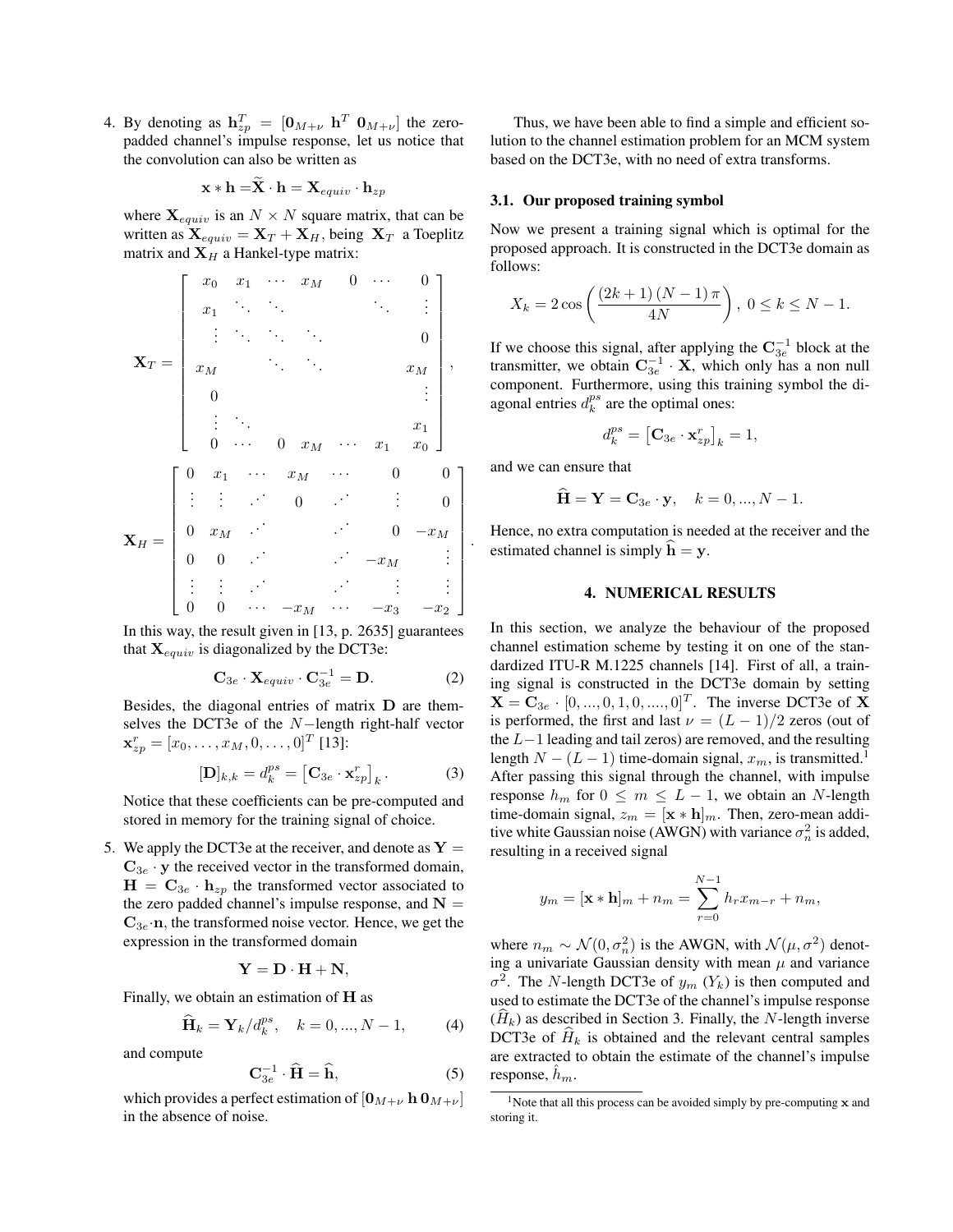4. By denoting as $\mathbf{h}_{zp}^T = [\mathbf{0}_{M+\nu}\ \mathbf{h}^T\ \mathbf{0}_{M+\nu}]$ the zero-padded channel's impulse response, let us notice that the convolution can also be written as

$$\mathbf{x} * \mathbf{h} = \widetilde{\mathbf{X}} \cdot \mathbf{h} = \mathbf{X}_{equiv} \cdot \mathbf{h}_{zp}$$

where $\mathbf{X}_{equiv}$ is an $N \times N$ square matrix, that can be written as $\mathbf{X}_{equiv} = \mathbf{X}_T + \mathbf{X}_H$, being $\mathbf{X}_T$ a Toeplitz matrix and $\mathbf{X}_H$ a Hankel-type matrix:

$$\mathbf{X}_T = \begin{bmatrix} x_0 & x_1 & \cdots & x_M & 0 & \cdots & 0 \\ x_1 & \ddots & \ddots & & & \ddots & \vdots \\ \vdots & \ddots & \ddots & \ddots & & & 0 \\ x_M & & \ddots & \ddots & & & x_M \\ 0 & & & & & & \vdots \\ \vdots & \ddots & & & & & x_1 \\ 0 & \cdots & 0 & x_M & \cdots & x_1 & x_0 \end{bmatrix},$$

$$\mathbf{X}_H = \begin{bmatrix} 0 & x_1 & \cdots & x_M & \cdots & 0 & 0 \\ \vdots & \vdots & \iddots & 0 & \iddots & \vdots & 0 \\ 0 & x_M & \iddots & & \iddots & 0 & -x_M \\ 0 & 0 & \iddots & & \iddots & -x_M & \vdots \\ \vdots & \vdots & \iddots & & \iddots & \vdots & \vdots \\ 0 & 0 & \cdots & -x_M & \cdots & -x_3 & -x_2 \end{bmatrix}.$$

In this way, the result given in [13, p. 2635] guarantees that $\mathbf{X}_{equiv}$ is diagonalized by the DCT3e:

$$\mathbf{C}_{3e} \cdot \mathbf{X}_{equiv} \cdot \mathbf{C}_{3e}^{-1} = \mathbf{D}. \quad (2)$$

Besides, the diagonal entries of matrix $\mathbf{D}$ are themselves the DCT3e of the $N-$length right-half vector $\mathbf{x}_{zp}^r = [x_0, \ldots, x_M, 0, \ldots, 0]^T$ [13]:

$$[\mathbf{D}]_{k,k} = d_k^{ps} = \left[\mathbf{C}_{3e} \cdot \mathbf{x}_{zp}^r\right]_k. \quad (3)$$

Notice that these coefficients can be pre-computed and stored in memory for the training signal of choice.

5. We apply the DCT3e at the receiver, and denote as $\mathbf{Y} = \mathbf{C}_{3e} \cdot \mathbf{y}$ the received vector in the transformed domain, $\mathbf{H} = \mathbf{C}_{3e} \cdot \mathbf{h}_{zp}$ the transformed vector associated to the zero padded channel's impulse response, and $\mathbf{N} = \mathbf{C}_{3e} \cdot \mathbf{n}$, the transformed noise vector. Hence, we get the expression in the transformed domain

$$\mathbf{Y} = \mathbf{D} \cdot \mathbf{H} + \mathbf{N},$$

Finally, we obtain an estimation of $\mathbf{H}$ as

$$\widehat{\mathbf{H}}_k = \mathbf{Y}_k / d_k^{ps}, \quad k = 0, ..., N-1, \quad (4)$$

and compute

$$\mathbf{C}_{3e}^{-1} \cdot \widehat{\mathbf{H}} = \widehat{\mathbf{h}}, \quad (5)$$

which provides a perfect estimation of $[\mathbf{0}_{M+\nu}\, \mathbf{h}\, \mathbf{0}_{M+\nu}]$ in the absence of noise.

Thus, we have been able to find a simple and efficient solution to the channel estimation problem for an MCM system based on the DCT3e, with no need of extra transforms.

### 3.1. Our proposed training symbol

Now we present a training signal which is optimal for the proposed approach. It is constructed in the DCT3e domain as follows:

$$X_k = 2\cos\left(\frac{(2k+1)(N-1)\pi}{4N}\right),\ 0 \le k \le N-1.$$

If we choose this signal, after applying the $\mathbf{C}_{3e}^{-1}$ block at the transmitter, we obtain $\mathbf{C}_{3e}^{-1} \cdot \mathbf{X}$, which only has a non null component. Furthermore, using this training symbol the diagonal entries $d_k^{ps}$ are the optimal ones:

$$d_k^{ps} = \left[\mathbf{C}_{3e} \cdot \mathbf{x}_{zp}^r\right]_k = 1,$$

and we can ensure that

$$\widehat{\mathbf{H}} = \mathbf{Y} = \mathbf{C}_{3e} \cdot \mathbf{y}, \quad k = 0, ..., N-1.$$

Hence, no extra computation is needed at the receiver and the estimated channel is simply $\widehat{\mathbf{h}} = \mathbf{y}$.

## 4. NUMERICAL RESULTS

In this section, we analyze the behaviour of the proposed channel estimation scheme by testing it on one of the standardized ITU-R M.1225 channels [14]. First of all, a training signal is constructed in the DCT3e domain by setting $\mathbf{X} = \mathbf{C}_{3e} \cdot [0, ..., 0, 1, 0, ...., 0]^T$. The inverse DCT3e of $\mathbf{X}$ is performed, the first and last $\nu = (L-1)/2$ zeros (out of the $L-1$ leading and tail zeros) are removed, and the resulting length $N - (L-1)$ time-domain signal, $x_m$, is transmitted.[1] After passing this signal through the channel, with impulse response $h_m$ for $0 \le m \le L-1$, we obtain an $N$-length time-domain signal, $z_m = [\mathbf{x} * \mathbf{h}]_m$. Then, zero-mean additive white Gaussian noise (AWGN) with variance $\sigma_n^2$ is added, resulting in a received signal

$$y_m = [\mathbf{x} * \mathbf{h}]_m + n_m = \sum_{r=0}^{N-1} h_r x_{m-r} + n_m,$$

where $n_m \sim \mathcal{N}(0, \sigma_n^2)$ is the AWGN, with $\mathcal{N}(\mu, \sigma^2)$ denoting a univariate Gaussian density with mean $\mu$ and variance $\sigma^2$. The $N$-length DCT3e of $y_m$ ($Y_k$) is then computed and used to estimate the DCT3e of the channel's impulse response ($\widehat{H}_k$) as described in Section 3. Finally, the $N$-length inverse DCT3e of $\widehat{H}_k$ is obtained and the relevant central samples are extracted to obtain the estimate of the channel's impulse response, $\hat{h}_m$.

[1] Note that all this process can be avoided simply by pre-computing $\mathbf{x}$ and storing it.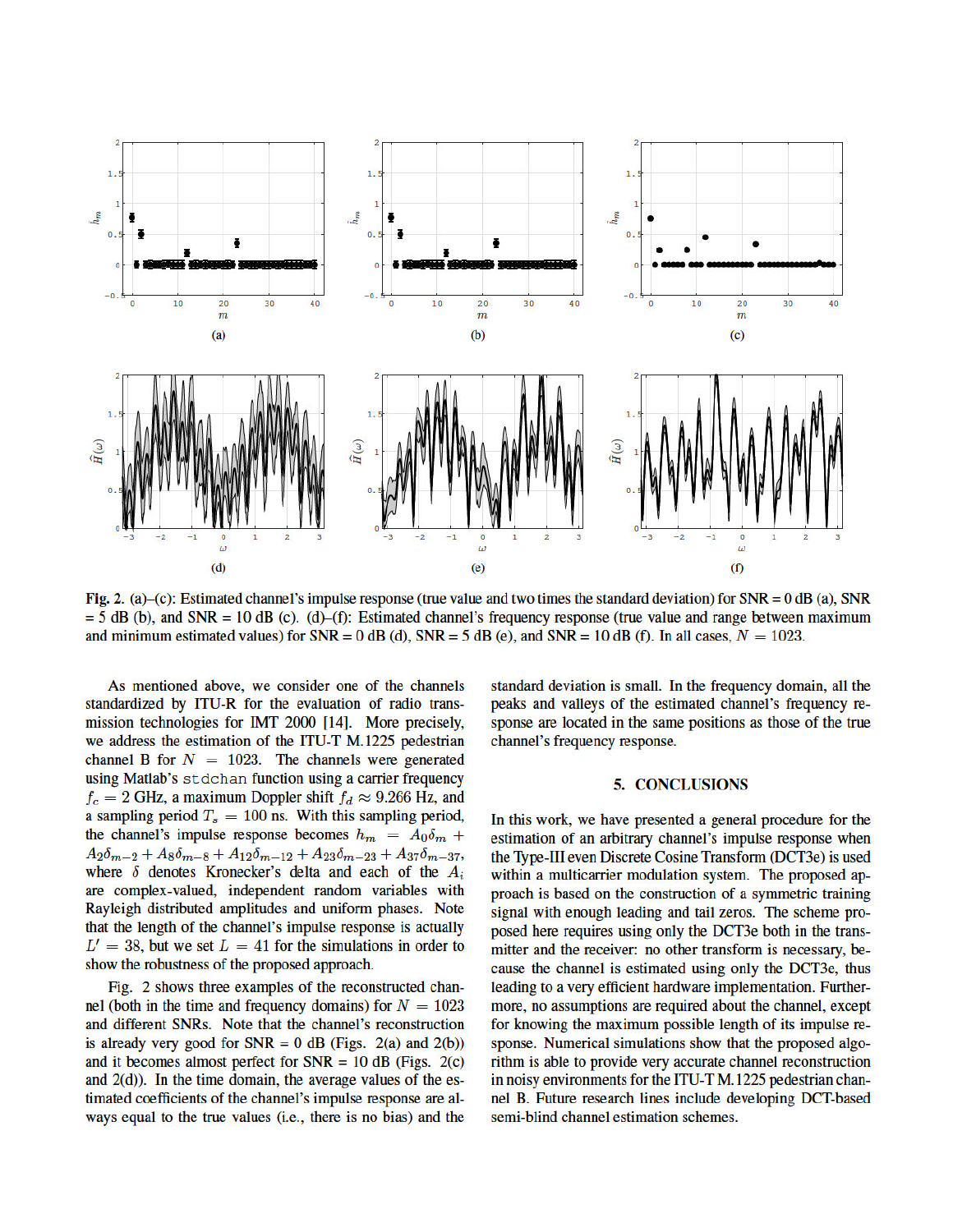Fig. 2. (a)–(c): Estimated channel's impulse response (true value and two times the standard deviation) for SNR = 0 dB (a), SNR = 5 dB (b), and SNR = 10 dB (c). (d)–(f): Estimated channel's frequency response (true value and range between maximum and minimum estimated values) for SNR = 0 dB (d), SNR = 5 dB (e), and SNR = 10 dB (f). In all cases, $N = 1023$.

As mentioned above, we consider one of the channels standardized by ITU-R for the evaluation of radio transmission technologies for IMT 2000 [14]. More precisely, we address the estimation of the ITU-T M.1225 pedestrian channel B for $N = 1023$. The channels were generated using Matlab's `stdchan` function using a carrier frequency $f_c = 2$ GHz, a maximum Doppler shift $f_d \approx 9.266$ Hz, and a sampling period $T_s = 100$ ns. With this sampling period, the channel's impulse response becomes $h_m = A_0\delta_m + A_2\delta_{m-2} + A_8\delta_{m-8} + A_{12}\delta_{m-12} + A_{23}\delta_{m-23} + A_{37}\delta_{m-37}$, where $\delta$ denotes Kronecker's delta and each of the $A_i$ are complex-valued, independent random variables with Rayleigh distributed amplitudes and uniform phases. Note that the length of the channel's impulse response is actually $L' = 38$, but we set $L = 41$ for the simulations in order to show the robustness of the proposed approach.

Fig. 2 shows three examples of the reconstructed channel (both in the time and frequency domains) for $N = 1023$ and different SNRs. Note that the channel's reconstruction is already very good for SNR = 0 dB (Figs. 2(a) and 2(b)) and it becomes almost perfect for SNR = 10 dB (Figs. 2(c) and 2(d)). In the time domain, the average values of the estimated coefficients of the channel's impulse response are always equal to the true values (i.e., there is no bias) and the standard deviation is small. In the frequency domain, all the peaks and valleys of the estimated channel's frequency response are located in the same positions as those of the true channel's frequency response.

## 5. CONCLUSIONS

In this work, we have presented a general procedure for the estimation of an arbitrary channel's impulse response when the Type-III even Discrete Cosine Transform (DCT3e) is used within a multicarrier modulation system. The proposed approach is based on the construction of a symmetric training signal with enough leading and tail zeros. The scheme proposed here requires using only the DCT3e both in the transmitter and the receiver: no other transform is necessary, because the channel is estimated using only the DCT3e, thus leading to a very efficient hardware implementation. Furthermore, no assumptions are required about the channel, except for knowing the maximum possible length of its impulse response. Numerical simulations show that the proposed algorithm is able to provide very accurate channel reconstruction in noisy environments for the ITU-T M.1225 pedestrian channel B. Future research lines include developing DCT-based semi-blind channel estimation schemes.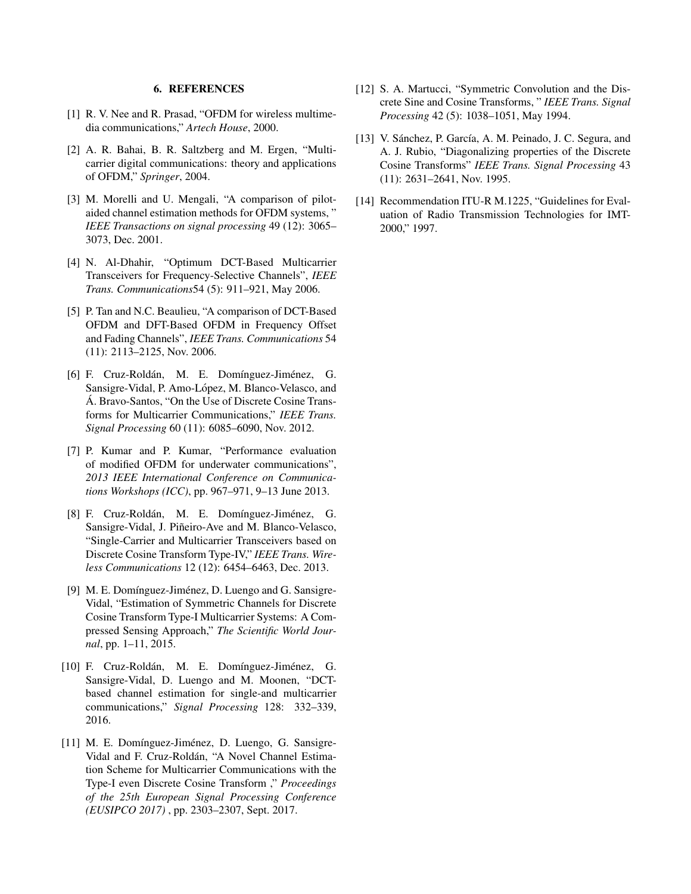## 6. REFERENCES

[1] R. V. Nee and R. Prasad, "OFDM for wireless multimedia communications," *Artech House*, 2000.

[2] A. R. Bahai, B. R. Saltzberg and M. Ergen, "Multicarrier digital communications: theory and applications of OFDM," *Springer*, 2004.

[3] M. Morelli and U. Mengali, "A comparison of pilot-aided channel estimation methods for OFDM systems, " *IEEE Transactions on signal processing* 49 (12): 3065–3073, Dec. 2001.

[4] N. Al-Dhahir, "Optimum DCT-Based Multicarrier Transceivers for Frequency-Selective Channels", *IEEE Trans. Communications*54 (5): 911–921, May 2006.

[5] P. Tan and N.C. Beaulieu, "A comparison of DCT-Based OFDM and DFT-Based OFDM in Frequency Offset and Fading Channels", *IEEE Trans. Communications* 54 (11): 2113–2125, Nov. 2006.

[6] F. Cruz-Roldán, M. E. Domínguez-Jiménez, G. Sansigre-Vidal, P. Amo-López, M. Blanco-Velasco, and Á. Bravo-Santos, "On the Use of Discrete Cosine Transforms for Multicarrier Communications," *IEEE Trans. Signal Processing* 60 (11): 6085–6090, Nov. 2012.

[7] P. Kumar and P. Kumar, "Performance evaluation of modified OFDM for underwater communications", *2013 IEEE International Conference on Communications Workshops (ICC)*, pp. 967–971, 9–13 June 2013.

[8] F. Cruz-Roldán, M. E. Domínguez-Jiménez, G. Sansigre-Vidal, J. Piñeiro-Ave and M. Blanco-Velasco, "Single-Carrier and Multicarrier Transceivers based on Discrete Cosine Transform Type-IV," *IEEE Trans. Wireless Communications* 12 (12): 6454–6463, Dec. 2013.

[9] M. E. Domínguez-Jiménez, D. Luengo and G. Sansigre-Vidal, "Estimation of Symmetric Channels for Discrete Cosine Transform Type-I Multicarrier Systems: A Compressed Sensing Approach," *The Scientific World Journal*, pp. 1–11, 2015.

[10] F. Cruz-Roldán, M. E. Domínguez-Jiménez, G. Sansigre-Vidal, D. Luengo and M. Moonen, "DCT-based channel estimation for single-and multicarrier communications," *Signal Processing* 128: 332–339, 2016.

[11] M. E. Domínguez-Jiménez, D. Luengo, G. Sansigre-Vidal and F. Cruz-Roldán, "A Novel Channel Estimation Scheme for Multicarrier Communications with the Type-I even Discrete Cosine Transform ," *Proceedings of the 25th European Signal Processing Conference (EUSIPCO 2017)* , pp. 2303–2307, Sept. 2017.

[12] S. A. Martucci, "Symmetric Convolution and the Discrete Sine and Cosine Transforms, " *IEEE Trans. Signal Processing* 42 (5): 1038–1051, May 1994.

[13] V. Sánchez, P. García, A. M. Peinado, J. C. Segura, and A. J. Rubio, "Diagonalizing properties of the Discrete Cosine Transforms" *IEEE Trans. Signal Processing* 43 (11): 2631–2641, Nov. 1995.

[14] Recommendation ITU-R M.1225, "Guidelines for Evaluation of Radio Transmission Technologies for IMT-2000," 1997.